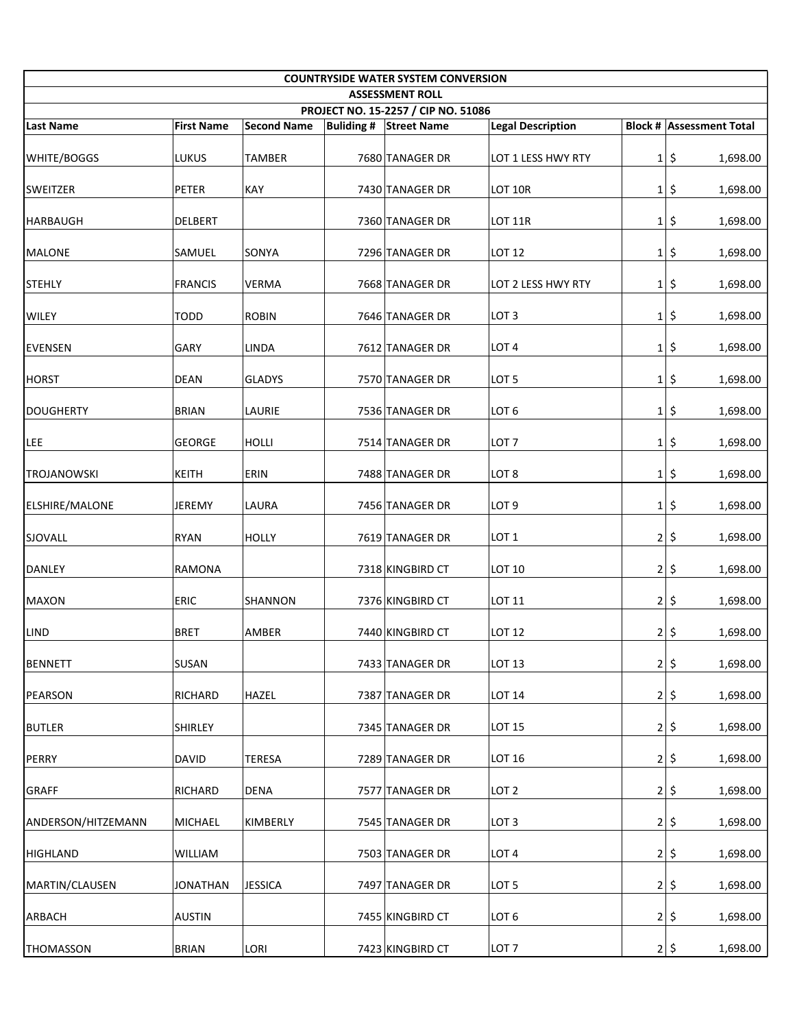| COUNTRYSIDE WATER SYSTEM CONVERSION | | | | | | | |
|---|---|---|---|---|---|---|---|
| ASSESSMENT ROLL | | | | | | | |
| PROJECT NO. 15-2257 / CIP NO. 51086 | | | | | | | |
| **Last Name** | **First Name** | **Second Name** | **Buliding #** | **Street Name** | **Legal Description** | **Block #** | **Assessment Total** |
| WHITE/BOGGS | LUKUS | TAMBER | 7680 | TANAGER DR | LOT 1 LESS HWY RTY | 1 | $ 1,698.00 |
| SWEITZER | PETER | KAY | 7430 | TANAGER DR | LOT 10R | 1 | $ 1,698.00 |
| HARBAUGH | DELBERT | | 7360 | TANAGER DR | LOT 11R | 1 | $ 1,698.00 |
| MALONE | SAMUEL | SONYA | 7296 | TANAGER DR | LOT 12 | 1 | $ 1,698.00 |
| STEHLY | FRANCIS | VERMA | 7668 | TANAGER DR | LOT 2 LESS HWY RTY | 1 | $ 1,698.00 |
| WILEY | TODD | ROBIN | 7646 | TANAGER DR | LOT 3 | 1 | $ 1,698.00 |
| EVENSEN | GARY | LINDA | 7612 | TANAGER DR | LOT 4 | 1 | $ 1,698.00 |
| HORST | DEAN | GLADYS | 7570 | TANAGER DR | LOT 5 | 1 | $ 1,698.00 |
| DOUGHERTY | BRIAN | LAURIE | 7536 | TANAGER DR | LOT 6 | 1 | $ 1,698.00 |
| LEE | GEORGE | HOLLI | 7514 | TANAGER DR | LOT 7 | 1 | $ 1,698.00 |
| TROJANOWSKI | KEITH | ERIN | 7488 | TANAGER DR | LOT 8 | 1 | $ 1,698.00 |
| ELSHIRE/MALONE | JEREMY | LAURA | 7456 | TANAGER DR | LOT 9 | 1 | $ 1,698.00 |
| SJOVALL | RYAN | HOLLY | 7619 | TANAGER DR | LOT 1 | 2 | $ 1,698.00 |
| DANLEY | RAMONA | | 7318 | KINGBIRD CT | LOT 10 | 2 | $ 1,698.00 |
| MAXON | ERIC | SHANNON | 7376 | KINGBIRD CT | LOT 11 | 2 | $ 1,698.00 |
| LIND | BRET | AMBER | 7440 | KINGBIRD CT | LOT 12 | 2 | $ 1,698.00 |
| BENNETT | SUSAN | | 7433 | TANAGER DR | LOT 13 | 2 | $ 1,698.00 |
| PEARSON | RICHARD | HAZEL | 7387 | TANAGER DR | LOT 14 | 2 | $ 1,698.00 |
| BUTLER | SHIRLEY | | 7345 | TANAGER DR | LOT 15 | 2 | $ 1,698.00 |
| PERRY | DAVID | TERESA | 7289 | TANAGER DR | LOT 16 | 2 | $ 1,698.00 |
| GRAFF | RICHARD | DENA | 7577 | TANAGER DR | LOT 2 | 2 | $ 1,698.00 |
| ANDERSON/HITZEMANN | MICHAEL | KIMBERLY | 7545 | TANAGER DR | LOT 3 | 2 | $ 1,698.00 |
| HIGHLAND | WILLIAM | | 7503 | TANAGER DR | LOT 4 | 2 | $ 1,698.00 |
| MARTIN/CLAUSEN | JONATHAN | JESSICA | 7497 | TANAGER DR | LOT 5 | 2 | $ 1,698.00 |
| ARBACH | AUSTIN | | 7455 | KINGBIRD CT | LOT 6 | 2 | $ 1,698.00 |
| THOMASSON | BRIAN | LORI | 7423 | KINGBIRD CT | LOT 7 | 2 | $ 1,698.00 |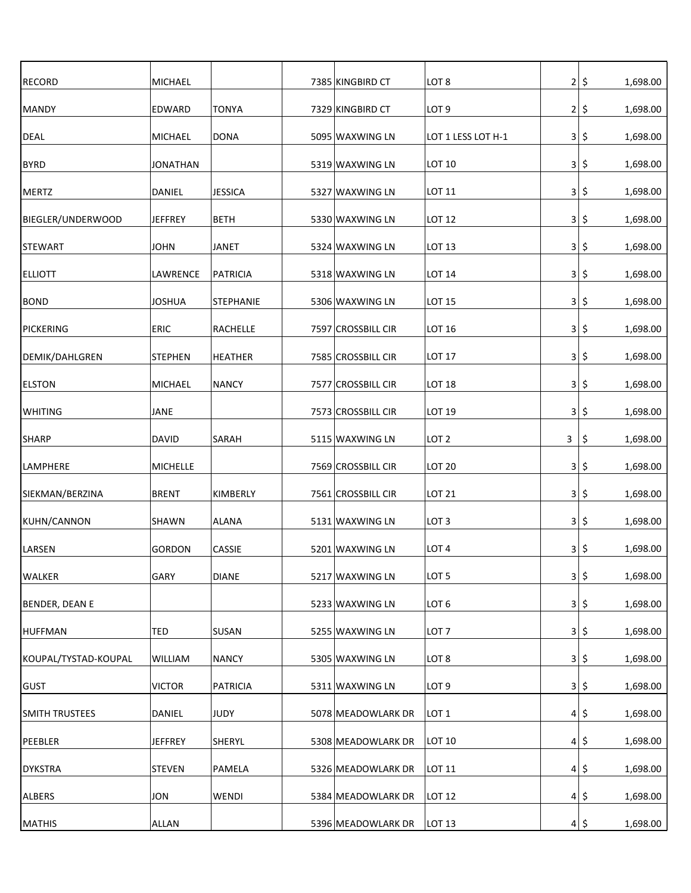| | | | | | | | |
|---|---|---|---|---|---|---|---|
| RECORD | MICHAEL | | 7385 | KINGBIRD CT | LOT 8 | 2 | $ 1,698.00 |
| MANDY | EDWARD | TONYA | 7329 | KINGBIRD CT | LOT 9 | 2 | $ 1,698.00 |
| DEAL | MICHAEL | DONA | 5095 | WAXWING LN | LOT 1 LESS LOT H-1 | 3 | $ 1,698.00 |
| BYRD | JONATHAN | | 5319 | WAXWING LN | LOT 10 | 3 | $ 1,698.00 |
| MERTZ | DANIEL | JESSICA | 5327 | WAXWING LN | LOT 11 | 3 | $ 1,698.00 |
| BIEGLER/UNDERWOOD | JEFFREY | BETH | 5330 | WAXWING LN | LOT 12 | 3 | $ 1,698.00 |
| STEWART | JOHN | JANET | 5324 | WAXWING LN | LOT 13 | 3 | $ 1,698.00 |
| ELLIOTT | LAWRENCE | PATRICIA | 5318 | WAXWING LN | LOT 14 | 3 | $ 1,698.00 |
| BOND | JOSHUA | STEPHANIE | 5306 | WAXWING LN | LOT 15 | 3 | $ 1,698.00 |
| PICKERING | ERIC | RACHELLE | 7597 | CROSSBILL CIR | LOT 16 | 3 | $ 1,698.00 |
| DEMIK/DAHLGREN | STEPHEN | HEATHER | 7585 | CROSSBILL CIR | LOT 17 | 3 | $ 1,698.00 |
| ELSTON | MICHAEL | NANCY | 7577 | CROSSBILL CIR | LOT 18 | 3 | $ 1,698.00 |
| WHITING | JANE | | 7573 | CROSSBILL CIR | LOT 19 | 3 | $ 1,698.00 |
| SHARP | DAVID | SARAH | 5115 | WAXWING LN | LOT 2 | 3 | $ 1,698.00 |
| LAMPHERE | MICHELLE | | 7569 | CROSSBILL CIR | LOT 20 | 3 | $ 1,698.00 |
| SIEKMAN/BERZINA | BRENT | KIMBERLY | 7561 | CROSSBILL CIR | LOT 21 | 3 | $ 1,698.00 |
| KUHN/CANNON | SHAWN | ALANA | 5131 | WAXWING LN | LOT 3 | 3 | $ 1,698.00 |
| LARSEN | GORDON | CASSIE | 5201 | WAXWING LN | LOT 4 | 3 | $ 1,698.00 |
| WALKER | GARY | DIANE | 5217 | WAXWING LN | LOT 5 | 3 | $ 1,698.00 |
| BENDER, DEAN E | | | 5233 | WAXWING LN | LOT 6 | 3 | $ 1,698.00 |
| HUFFMAN | TED | SUSAN | 5255 | WAXWING LN | LOT 7 | 3 | $ 1,698.00 |
| KOUPAL/TYSTAD-KOUPAL | WILLIAM | NANCY | 5305 | WAXWING LN | LOT 8 | 3 | $ 1,698.00 |
| GUST | VICTOR | PATRICIA | 5311 | WAXWING LN | LOT 9 | 3 | $ 1,698.00 |
| SMITH TRUSTEES | DANIEL | JUDY | 5078 | MEADOWLARK DR | LOT 1 | 4 | $ 1,698.00 |
| PEEBLER | JEFFREY | SHERYL | 5308 | MEADOWLARK DR | LOT 10 | 4 | $ 1,698.00 |
| DYKSTRA | STEVEN | PAMELA | 5326 | MEADOWLARK DR | LOT 11 | 4 | $ 1,698.00 |
| ALBERS | JON | WENDI | 5384 | MEADOWLARK DR | LOT 12 | 4 | $ 1,698.00 |
| MATHIS | ALLAN | | 5396 | MEADOWLARK DR | LOT 13 | 4 | $ 1,698.00 |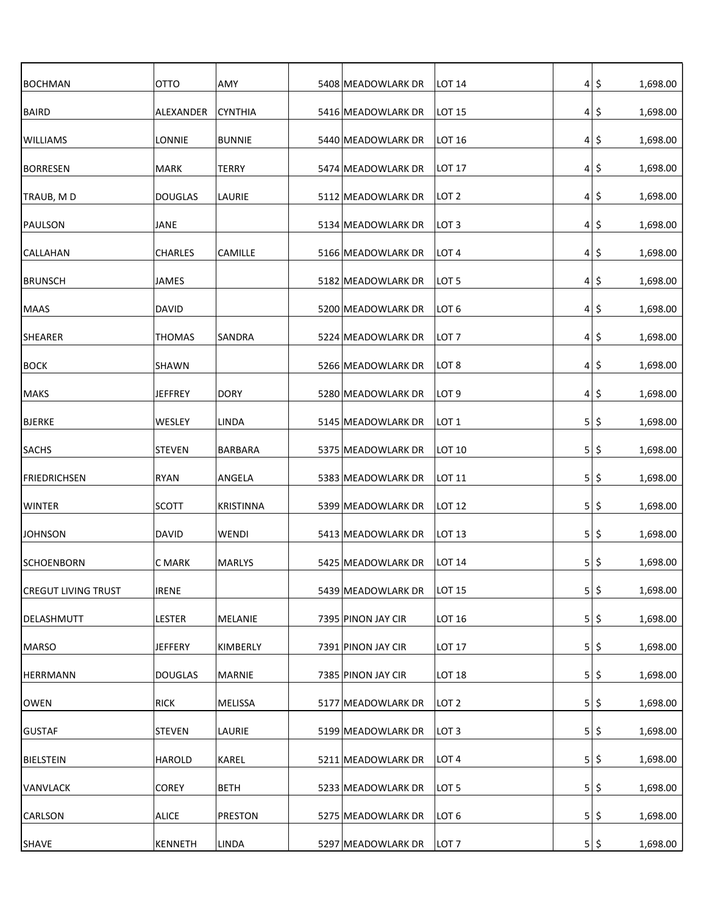| | | | | | | | |
|---|---|---|---|---|---|---|---|
| BOCHMAN | OTTO | AMY | 5408 | MEADOWLARK DR | LOT 14 | 4 | $ 1,698.00 |
| BAIRD | ALEXANDER | CYNTHIA | 5416 | MEADOWLARK DR | LOT 15 | 4 | $ 1,698.00 |
| WILLIAMS | LONNIE | BUNNIE | 5440 | MEADOWLARK DR | LOT 16 | 4 | $ 1,698.00 |
| BORRESEN | MARK | TERRY | 5474 | MEADOWLARK DR | LOT 17 | 4 | $ 1,698.00 |
| TRAUB, M D | DOUGLAS | LAURIE | 5112 | MEADOWLARK DR | LOT 2 | 4 | $ 1,698.00 |
| PAULSON | JANE | | 5134 | MEADOWLARK DR | LOT 3 | 4 | $ 1,698.00 |
| CALLAHAN | CHARLES | CAMILLE | 5166 | MEADOWLARK DR | LOT 4 | 4 | $ 1,698.00 |
| BRUNSCH | JAMES | | 5182 | MEADOWLARK DR | LOT 5 | 4 | $ 1,698.00 |
| MAAS | DAVID | | 5200 | MEADOWLARK DR | LOT 6 | 4 | $ 1,698.00 |
| SHEARER | THOMAS | SANDRA | 5224 | MEADOWLARK DR | LOT 7 | 4 | $ 1,698.00 |
| BOCK | SHAWN | | 5266 | MEADOWLARK DR | LOT 8 | 4 | $ 1,698.00 |
| MAKS | JEFFREY | DORY | 5280 | MEADOWLARK DR | LOT 9 | 4 | $ 1,698.00 |
| BJERKE | WESLEY | LINDA | 5145 | MEADOWLARK DR | LOT 1 | 5 | $ 1,698.00 |
| SACHS | STEVEN | BARBARA | 5375 | MEADOWLARK DR | LOT 10 | 5 | $ 1,698.00 |
| FRIEDRICHSEN | RYAN | ANGELA | 5383 | MEADOWLARK DR | LOT 11 | 5 | $ 1,698.00 |
| WINTER | SCOTT | KRISTINNA | 5399 | MEADOWLARK DR | LOT 12 | 5 | $ 1,698.00 |
| JOHNSON | DAVID | WENDI | 5413 | MEADOWLARK DR | LOT 13 | 5 | $ 1,698.00 |
| SCHOENBORN | C MARK | MARLYS | 5425 | MEADOWLARK DR | LOT 14 | 5 | $ 1,698.00 |
| CREGUT LIVING TRUST | IRENE | | 5439 | MEADOWLARK DR | LOT 15 | 5 | $ 1,698.00 |
| DELASHMUTT | LESTER | MELANIE | 7395 | PINON JAY CIR | LOT 16 | 5 | $ 1,698.00 |
| MARSO | JEFFERY | KIMBERLY | 7391 | PINON JAY CIR | LOT 17 | 5 | $ 1,698.00 |
| HERRMANN | DOUGLAS | MARNIE | 7385 | PINON JAY CIR | LOT 18 | 5 | $ 1,698.00 |
| OWEN | RICK | MELISSA | 5177 | MEADOWLARK DR | LOT 2 | 5 | $ 1,698.00 |
| GUSTAF | STEVEN | LAURIE | 5199 | MEADOWLARK DR | LOT 3 | 5 | $ 1,698.00 |
| BIELSTEIN | HAROLD | KAREL | 5211 | MEADOWLARK DR | LOT 4 | 5 | $ 1,698.00 |
| VANVLACK | COREY | BETH | 5233 | MEADOWLARK DR | LOT 5 | 5 | $ 1,698.00 |
| CARLSON | ALICE | PRESTON | 5275 | MEADOWLARK DR | LOT 6 | 5 | $ 1,698.00 |
| SHAVE | KENNETH | LINDA | 5297 | MEADOWLARK DR | LOT 7 | 5 | $ 1,698.00 |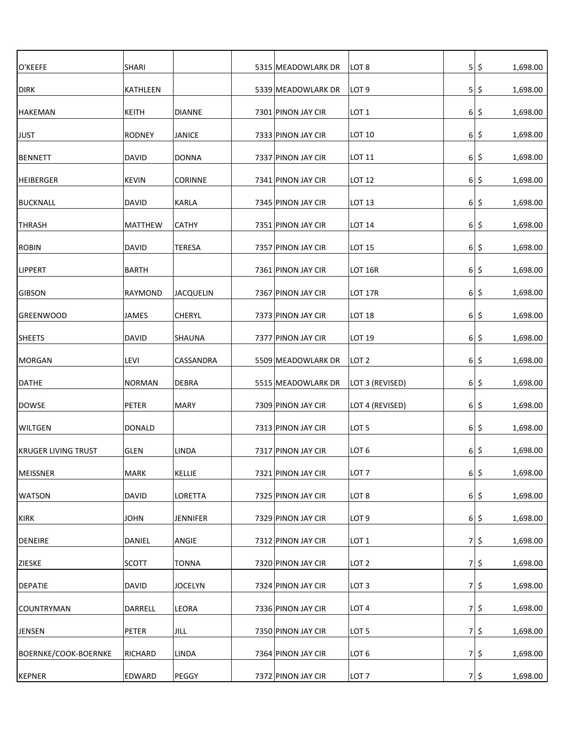| | | | | | | | | |
|---|---|---|---|---|---|---|---|---|
| O'KEEFE | SHARI | | 5315 | MEADOWLARK DR | LOT 8 | 5 | $ | 1,698.00 |
| DIRK | KATHLEEN | | 5339 | MEADOWLARK DR | LOT 9 | 5 | $ | 1,698.00 |
| HAKEMAN | KEITH | DIANNE | 7301 | PINON JAY CIR | LOT 1 | 6 | $ | 1,698.00 |
| JUST | RODNEY | JANICE | 7333 | PINON JAY CIR | LOT 10 | 6 | $ | 1,698.00 |
| BENNETT | DAVID | DONNA | 7337 | PINON JAY CIR | LOT 11 | 6 | $ | 1,698.00 |
| HEIBERGER | KEVIN | CORINNE | 7341 | PINON JAY CIR | LOT 12 | 6 | $ | 1,698.00 |
| BUCKNALL | DAVID | KARLA | 7345 | PINON JAY CIR | LOT 13 | 6 | $ | 1,698.00 |
| THRASH | MATTHEW | CATHY | 7351 | PINON JAY CIR | LOT 14 | 6 | $ | 1,698.00 |
| ROBIN | DAVID | TERESA | 7357 | PINON JAY CIR | LOT 15 | 6 | $ | 1,698.00 |
| LIPPERT | BARTH | | 7361 | PINON JAY CIR | LOT 16R | 6 | $ | 1,698.00 |
| GIBSON | RAYMOND | JACQUELIN | 7367 | PINON JAY CIR | LOT 17R | 6 | $ | 1,698.00 |
| GREENWOOD | JAMES | CHERYL | 7373 | PINON JAY CIR | LOT 18 | 6 | $ | 1,698.00 |
| SHEETS | DAVID | SHAUNA | 7377 | PINON JAY CIR | LOT 19 | 6 | $ | 1,698.00 |
| MORGAN | LEVI | CASSANDRA | 5509 | MEADOWLARK DR | LOT 2 | 6 | $ | 1,698.00 |
| DATHE | NORMAN | DEBRA | 5515 | MEADOWLARK DR | LOT 3 (REVISED) | 6 | $ | 1,698.00 |
| DOWSE | PETER | MARY | 7309 | PINON JAY CIR | LOT 4 (REVISED) | 6 | $ | 1,698.00 |
| WILTGEN | DONALD | | 7313 | PINON JAY CIR | LOT 5 | 6 | $ | 1,698.00 |
| KRUGER LIVING TRUST | GLEN | LINDA | 7317 | PINON JAY CIR | LOT 6 | 6 | $ | 1,698.00 |
| MEISSNER | MARK | KELLIE | 7321 | PINON JAY CIR | LOT 7 | 6 | $ | 1,698.00 |
| WATSON | DAVID | LORETTA | 7325 | PINON JAY CIR | LOT 8 | 6 | $ | 1,698.00 |
| KIRK | JOHN | JENNIFER | 7329 | PINON JAY CIR | LOT 9 | 6 | $ | 1,698.00 |
| DENEIRE | DANIEL | ANGIE | 7312 | PINON JAY CIR | LOT 1 | 7 | $ | 1,698.00 |
| ZIESKE | SCOTT | TONNA | 7320 | PINON JAY CIR | LOT 2 | 7 | $ | 1,698.00 |
| DEPATIE | DAVID | JOCELYN | 7324 | PINON JAY CIR | LOT 3 | 7 | $ | 1,698.00 |
| COUNTRYMAN | DARRELL | LEORA | 7336 | PINON JAY CIR | LOT 4 | 7 | $ | 1,698.00 |
| JENSEN | PETER | JILL | 7350 | PINON JAY CIR | LOT 5 | 7 | $ | 1,698.00 |
| BOERNKE/COOK-BOERNKE | RICHARD | LINDA | 7364 | PINON JAY CIR | LOT 6 | 7 | $ | 1,698.00 |
| KEPNER | EDWARD | PEGGY | 7372 | PINON JAY CIR | LOT 7 | 7 | $ | 1,698.00 |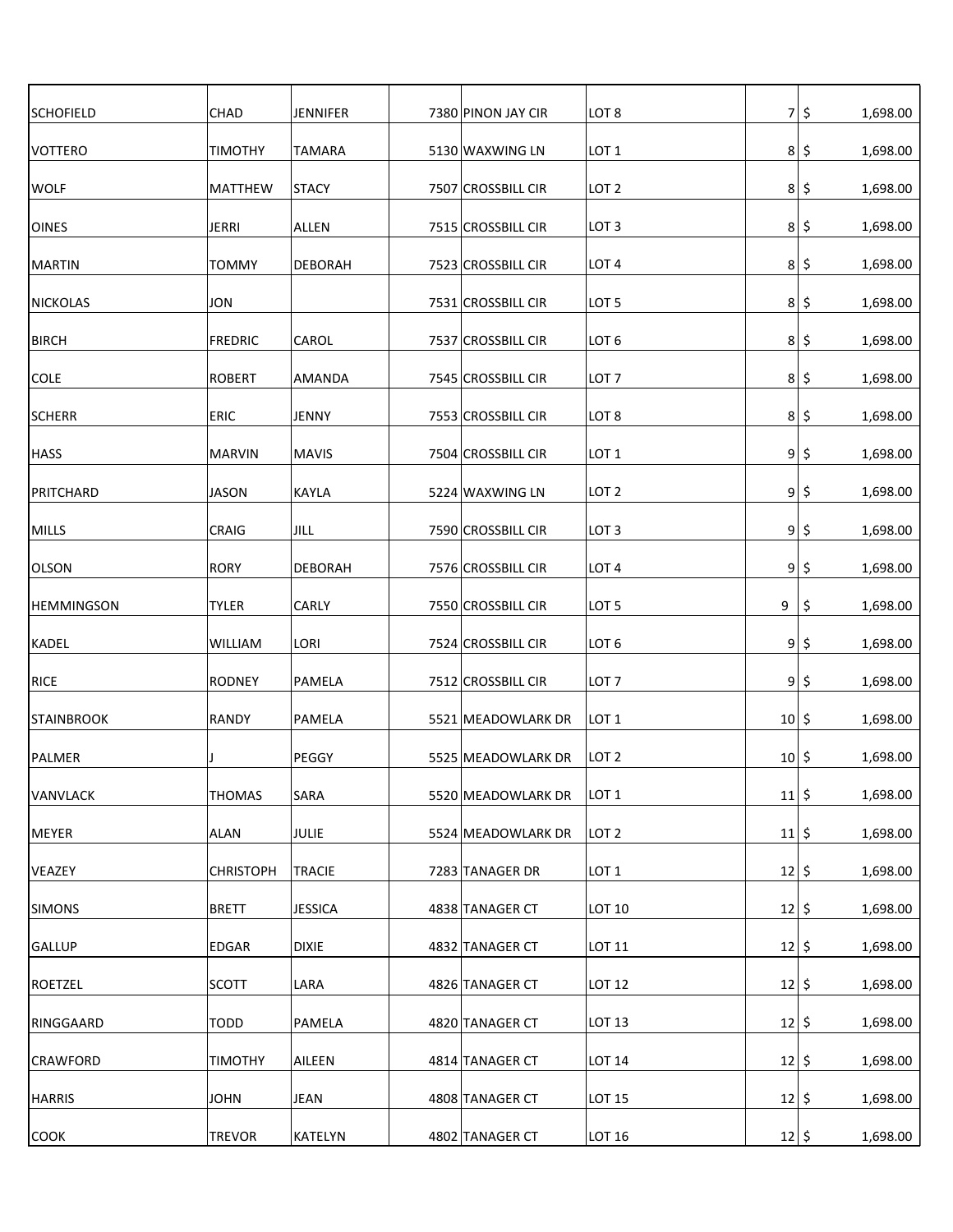| | | | | | | | |
|---|---|---|---|---|---|---|---|
| SCHOFIELD | CHAD | JENNIFER | 7380 | PINON JAY CIR | LOT 8 | 7 | $ 1,698.00 |
| VOTTERO | TIMOTHY | TAMARA | 5130 | WAXWING LN | LOT 1 | 8 | $ 1,698.00 |
| WOLF | MATTHEW | STACY | 7507 | CROSSBILL CIR | LOT 2 | 8 | $ 1,698.00 |
| OINES | JERRI | ALLEN | 7515 | CROSSBILL CIR | LOT 3 | 8 | $ 1,698.00 |
| MARTIN | TOMMY | DEBORAH | 7523 | CROSSBILL CIR | LOT 4 | 8 | $ 1,698.00 |
| NICKOLAS | JON | | 7531 | CROSSBILL CIR | LOT 5 | 8 | $ 1,698.00 |
| BIRCH | FREDRIC | CAROL | 7537 | CROSSBILL CIR | LOT 6 | 8 | $ 1,698.00 |
| COLE | ROBERT | AMANDA | 7545 | CROSSBILL CIR | LOT 7 | 8 | $ 1,698.00 |
| SCHERR | ERIC | JENNY | 7553 | CROSSBILL CIR | LOT 8 | 8 | $ 1,698.00 |
| HASS | MARVIN | MAVIS | 7504 | CROSSBILL CIR | LOT 1 | 9 | $ 1,698.00 |
| PRITCHARD | JASON | KAYLA | 5224 | WAXWING LN | LOT 2 | 9 | $ 1,698.00 |
| MILLS | CRAIG | JILL | 7590 | CROSSBILL CIR | LOT 3 | 9 | $ 1,698.00 |
| OLSON | RORY | DEBORAH | 7576 | CROSSBILL CIR | LOT 4 | 9 | $ 1,698.00 |
| HEMMINGSON | TYLER | CARLY | 7550 | CROSSBILL CIR | LOT 5 | 9 | $ 1,698.00 |
| KADEL | WILLIAM | LORI | 7524 | CROSSBILL CIR | LOT 6 | 9 | $ 1,698.00 |
| RICE | RODNEY | PAMELA | 7512 | CROSSBILL CIR | LOT 7 | 9 | $ 1,698.00 |
| STAINBROOK | RANDY | PAMELA | 5521 | MEADOWLARK DR | LOT 1 | 10 | $ 1,698.00 |
| PALMER | J | PEGGY | 5525 | MEADOWLARK DR | LOT 2 | 10 | $ 1,698.00 |
| VANVLACK | THOMAS | SARA | 5520 | MEADOWLARK DR | LOT 1 | 11 | $ 1,698.00 |
| MEYER | ALAN | JULIE | 5524 | MEADOWLARK DR | LOT 2 | 11 | $ 1,698.00 |
| VEAZEY | CHRISTOPH | TRACIE | 7283 | TANAGER DR | LOT 1 | 12 | $ 1,698.00 |
| SIMONS | BRETT | JESSICA | 4838 | TANAGER CT | LOT 10 | 12 | $ 1,698.00 |
| GALLUP | EDGAR | DIXIE | 4832 | TANAGER CT | LOT 11 | 12 | $ 1,698.00 |
| ROETZEL | SCOTT | LARA | 4826 | TANAGER CT | LOT 12 | 12 | $ 1,698.00 |
| RINGGAARD | TODD | PAMELA | 4820 | TANAGER CT | LOT 13 | 12 | $ 1,698.00 |
| CRAWFORD | TIMOTHY | AILEEN | 4814 | TANAGER CT | LOT 14 | 12 | $ 1,698.00 |
| HARRIS | JOHN | JEAN | 4808 | TANAGER CT | LOT 15 | 12 | $ 1,698.00 |
| COOK | TREVOR | KATELYN | 4802 | TANAGER CT | LOT 16 | 12 | $ 1,698.00 |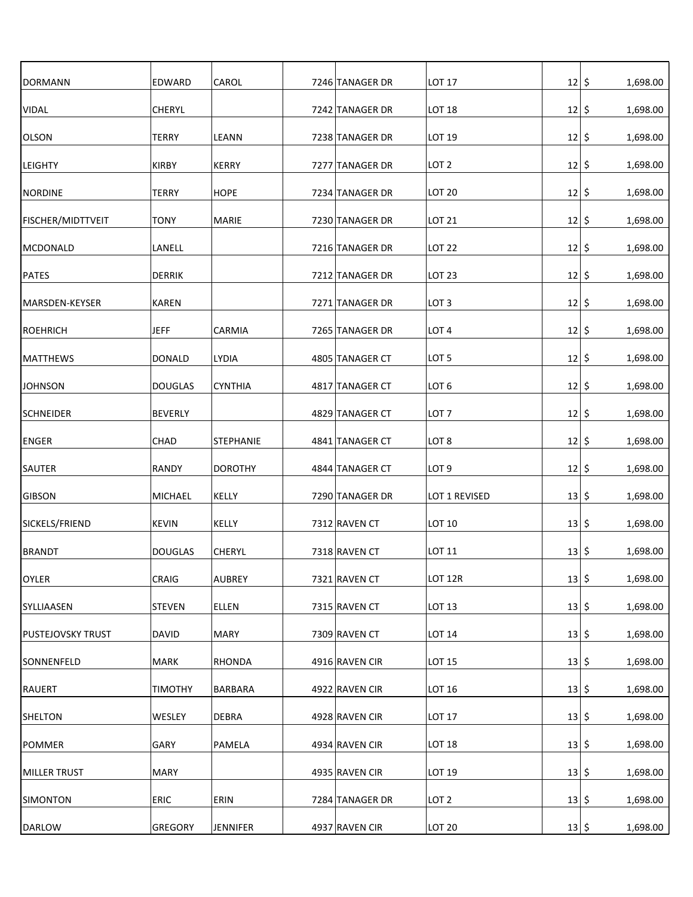| | | | | | | | |
|---|---|---|---|---|---|---|---|
| DORMANN | EDWARD | CAROL | 7246 | TANAGER DR | LOT 17 | 12 | $ 1,698.00 |
| VIDAL | CHERYL | | 7242 | TANAGER DR | LOT 18 | 12 | $ 1,698.00 |
| OLSON | TERRY | LEANN | 7238 | TANAGER DR | LOT 19 | 12 | $ 1,698.00 |
| LEIGHTY | KIRBY | KERRY | 7277 | TANAGER DR | LOT 2 | 12 | $ 1,698.00 |
| NORDINE | TERRY | HOPE | 7234 | TANAGER DR | LOT 20 | 12 | $ 1,698.00 |
| FISCHER/MIDTTVEIT | TONY | MARIE | 7230 | TANAGER DR | LOT 21 | 12 | $ 1,698.00 |
| MCDONALD | LANELL | | 7216 | TANAGER DR | LOT 22 | 12 | $ 1,698.00 |
| PATES | DERRIK | | 7212 | TANAGER DR | LOT 23 | 12 | $ 1,698.00 |
| MARSDEN-KEYSER | KAREN | | 7271 | TANAGER DR | LOT 3 | 12 | $ 1,698.00 |
| ROEHRICH | JEFF | CARMIA | 7265 | TANAGER DR | LOT 4 | 12 | $ 1,698.00 |
| MATTHEWS | DONALD | LYDIA | 4805 | TANAGER CT | LOT 5 | 12 | $ 1,698.00 |
| JOHNSON | DOUGLAS | CYNTHIA | 4817 | TANAGER CT | LOT 6 | 12 | $ 1,698.00 |
| SCHNEIDER | BEVERLY | | 4829 | TANAGER CT | LOT 7 | 12 | $ 1,698.00 |
| ENGER | CHAD | STEPHANIE | 4841 | TANAGER CT | LOT 8 | 12 | $ 1,698.00 |
| SAUTER | RANDY | DOROTHY | 4844 | TANAGER CT | LOT 9 | 12 | $ 1,698.00 |
| GIBSON | MICHAEL | KELLY | 7290 | TANAGER DR | LOT 1 REVISED | 13 | $ 1,698.00 |
| SICKELS/FRIEND | KEVIN | KELLY | 7312 | RAVEN CT | LOT 10 | 13 | $ 1,698.00 |
| BRANDT | DOUGLAS | CHERYL | 7318 | RAVEN CT | LOT 11 | 13 | $ 1,698.00 |
| OYLER | CRAIG | AUBREY | 7321 | RAVEN CT | LOT 12R | 13 | $ 1,698.00 |
| SYLLIAASEN | STEVEN | ELLEN | 7315 | RAVEN CT | LOT 13 | 13 | $ 1,698.00 |
| PUSTEJOVSKY TRUST | DAVID | MARY | 7309 | RAVEN CT | LOT 14 | 13 | $ 1,698.00 |
| SONNENFELD | MARK | RHONDA | 4916 | RAVEN CIR | LOT 15 | 13 | $ 1,698.00 |
| RAUERT | TIMOTHY | BARBARA | 4922 | RAVEN CIR | LOT 16 | 13 | $ 1,698.00 |
| SHELTON | WESLEY | DEBRA | 4928 | RAVEN CIR | LOT 17 | 13 | $ 1,698.00 |
| POMMER | GARY | PAMELA | 4934 | RAVEN CIR | LOT 18 | 13 | $ 1,698.00 |
| MILLER TRUST | MARY | | 4935 | RAVEN CIR | LOT 19 | 13 | $ 1,698.00 |
| SIMONTON | ERIC | ERIN | 7284 | TANAGER DR | LOT 2 | 13 | $ 1,698.00 |
| DARLOW | GREGORY | JENNIFER | 4937 | RAVEN CIR | LOT 20 | 13 | $ 1,698.00 |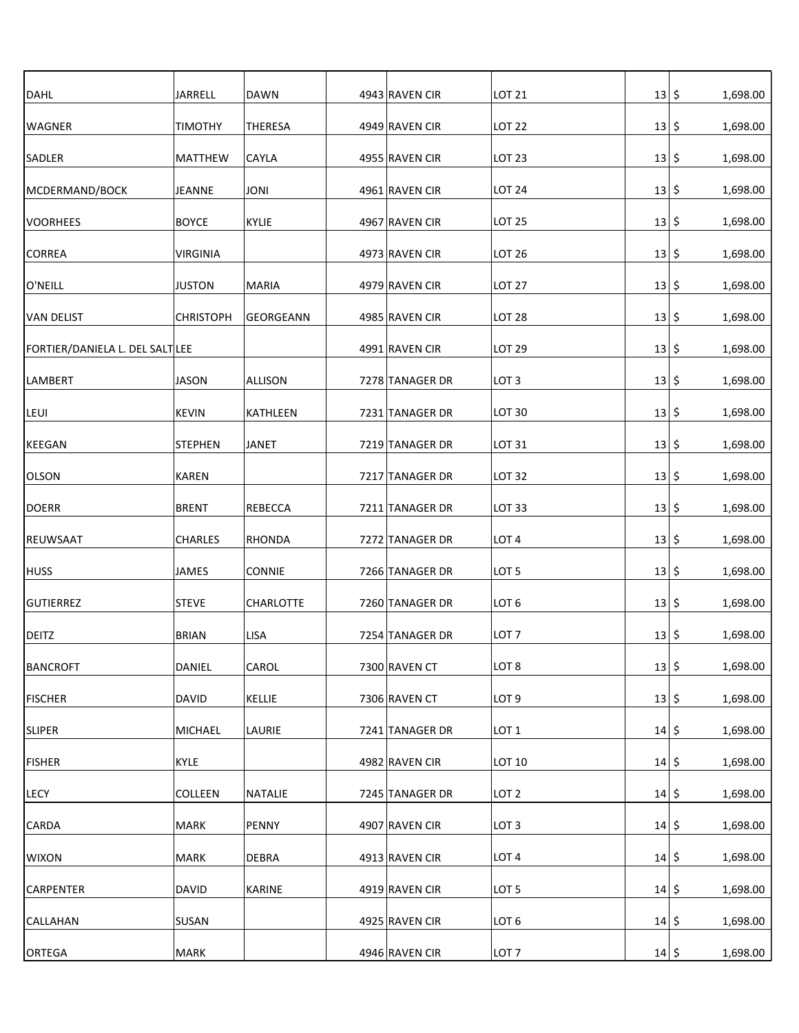| | | | | | | | | |
|---|---|---|---|---|---|---|---|---|
| DAHL | JARRELL | DAWN | 4943 | RAVEN CIR | LOT 21 | 13 | $ | 1,698.00 |
| WAGNER | TIMOTHY | THERESA | 4949 | RAVEN CIR | LOT 22 | 13 | $ | 1,698.00 |
| SADLER | MATTHEW | CAYLA | 4955 | RAVEN CIR | LOT 23 | 13 | $ | 1,698.00 |
| MCDERMAND/BOCK | JEANNE | JONI | 4961 | RAVEN CIR | LOT 24 | 13 | $ | 1,698.00 |
| VOORHEES | BOYCE | KYLIE | 4967 | RAVEN CIR | LOT 25 | 13 | $ | 1,698.00 |
| CORREA | VIRGINIA | | 4973 | RAVEN CIR | LOT 26 | 13 | $ | 1,698.00 |
| O'NEILL | JUSTON | MARIA | 4979 | RAVEN CIR | LOT 27 | 13 | $ | 1,698.00 |
| VAN DELIST | CHRISTOPH | GEORGEANN | 4985 | RAVEN CIR | LOT 28 | 13 | $ | 1,698.00 |
| FORTIER/DANIELA L. DEL SALT | LEE | | 4991 | RAVEN CIR | LOT 29 | 13 | $ | 1,698.00 |
| LAMBERT | JASON | ALLISON | 7278 | TANAGER DR | LOT 3 | 13 | $ | 1,698.00 |
| LEUI | KEVIN | KATHLEEN | 7231 | TANAGER DR | LOT 30 | 13 | $ | 1,698.00 |
| KEEGAN | STEPHEN | JANET | 7219 | TANAGER DR | LOT 31 | 13 | $ | 1,698.00 |
| OLSON | KAREN | | 7217 | TANAGER DR | LOT 32 | 13 | $ | 1,698.00 |
| DOERR | BRENT | REBECCA | 7211 | TANAGER DR | LOT 33 | 13 | $ | 1,698.00 |
| REUWSAAT | CHARLES | RHONDA | 7272 | TANAGER DR | LOT 4 | 13 | $ | 1,698.00 |
| HUSS | JAMES | CONNIE | 7266 | TANAGER DR | LOT 5 | 13 | $ | 1,698.00 |
| GUTIERREZ | STEVE | CHARLOTTE | 7260 | TANAGER DR | LOT 6 | 13 | $ | 1,698.00 |
| DEITZ | BRIAN | LISA | 7254 | TANAGER DR | LOT 7 | 13 | $ | 1,698.00 |
| BANCROFT | DANIEL | CAROL | 7300 | RAVEN CT | LOT 8 | 13 | $ | 1,698.00 |
| FISCHER | DAVID | KELLIE | 7306 | RAVEN CT | LOT 9 | 13 | $ | 1,698.00 |
| SLIPER | MICHAEL | LAURIE | 7241 | TANAGER DR | LOT 1 | 14 | $ | 1,698.00 |
| FISHER | KYLE | | 4982 | RAVEN CIR | LOT 10 | 14 | $ | 1,698.00 |
| LECY | COLLEEN | NATALIE | 7245 | TANAGER DR | LOT 2 | 14 | $ | 1,698.00 |
| CARDA | MARK | PENNY | 4907 | RAVEN CIR | LOT 3 | 14 | $ | 1,698.00 |
| WIXON | MARK | DEBRA | 4913 | RAVEN CIR | LOT 4 | 14 | $ | 1,698.00 |
| CARPENTER | DAVID | KARINE | 4919 | RAVEN CIR | LOT 5 | 14 | $ | 1,698.00 |
| CALLAHAN | SUSAN | | 4925 | RAVEN CIR | LOT 6 | 14 | $ | 1,698.00 |
| ORTEGA | MARK | | 4946 | RAVEN CIR | LOT 7 | 14 | $ | 1,698.00 |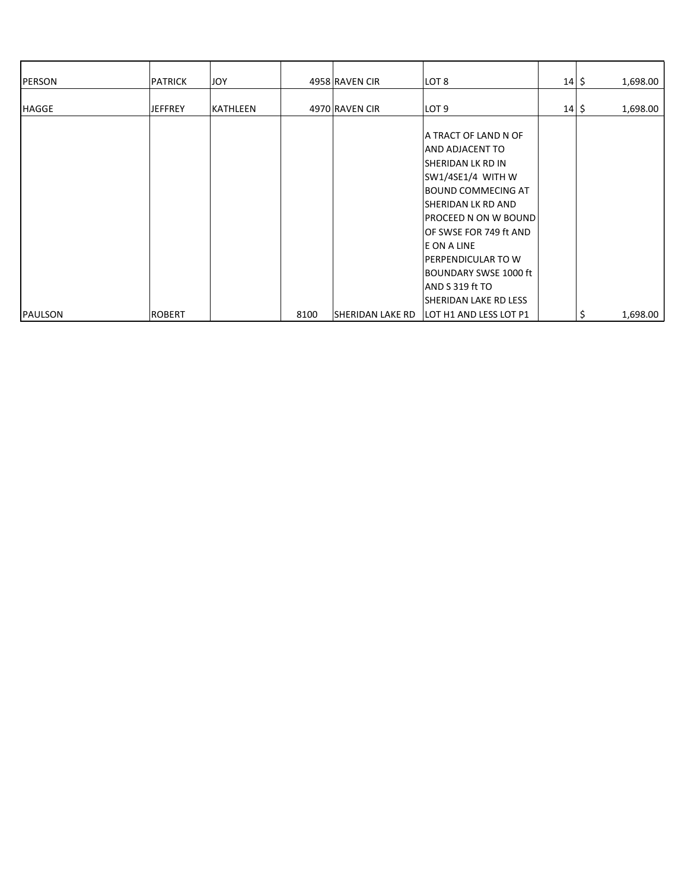| | | | | | | | |
|---|---|---|---|---|---|---|---|
| PERSON | PATRICK | JOY | 4958 | RAVEN CIR | LOT 8 | 14 | $ 1,698.00 |
| HAGGE | JEFFREY | KATHLEEN | 4970 | RAVEN CIR | LOT 9 | 14 | $ 1,698.00 |
| PAULSON | ROBERT | | 8100 | SHERIDAN LAKE RD | A TRACT OF LAND N OF AND ADJACENT TO SHERIDAN LK RD IN SW1/4SE1/4 WITH W BOUND COMMECING AT SHERIDAN LK RD AND PROCEED N ON W BOUND OF SWSE FOR 749 ft AND E ON A LINE PERPENDICULAR TO W BOUNDARY SWSE 1000 ft AND S 319 ft TO SHERIDAN LAKE RD LESS LOT H1 AND LESS LOT P1 | | $ 1,698.00 |